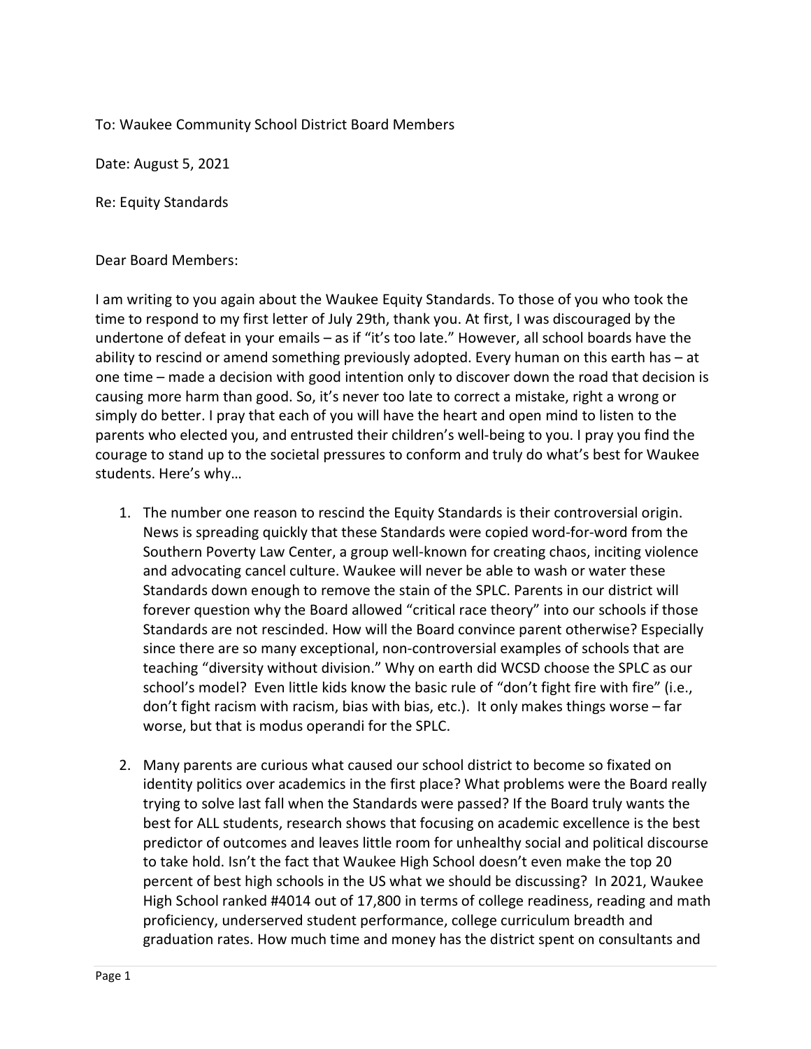To: Waukee Community School District Board Members

Date: August 5, 2021

Re: Equity Standards

Dear Board Members:

I am writing to you again about the Waukee Equity Standards. To those of you who took the time to respond to my first letter of July 29th, thank you. At first, I was discouraged by the undertone of defeat in your emails – as if "it's too late." However, all school boards have the ability to rescind or amend something previously adopted. Every human on this earth has – at one time – made a decision with good intention only to discover down the road that decision is causing more harm than good. So, it's never too late to correct a mistake, right a wrong or simply do better. I pray that each of you will have the heart and open mind to listen to the parents who elected you, and entrusted their children's well-being to you. I pray you find the courage to stand up to the societal pressures to conform and truly do what's best for Waukee students. Here's why…

1. The number one reason to rescind the Equity Standards is their controversial origin. News is spreading quickly that these Standards were copied word-for-word from the Southern Poverty Law Center, a group well-known for creating chaos, inciting violence and advocating cancel culture. Waukee will never be able to wash or water these Standards down enough to remove the stain of the SPLC. Parents in our district will forever question why the Board allowed "critical race theory" into our schools if those Standards are not rescinded. How will the Board convince parent otherwise? Especially since there are so many exceptional, non-controversial examples of schools that are teaching "diversity without division." Why on earth did WCSD choose the SPLC as our school's model? Even little kids know the basic rule of "don't fight fire with fire" (i.e., don't fight racism with racism, bias with bias, etc.). It only makes things worse – far worse, but that is modus operandi for the SPLC.

2. Many parents are curious what caused our school district to become so fixated on identity politics over academics in the first place? What problems were the Board really trying to solve last fall when the Standards were passed? If the Board truly wants the best for ALL students, research shows that focusing on academic excellence is the best predictor of outcomes and leaves little room for unhealthy social and political discourse to take hold. Isn't the fact that Waukee High School doesn't even make the top 20 percent of best high schools in the US what we should be discussing? In 2021, Waukee High School ranked #4014 out of 17,800 in terms of college readiness, reading and math proficiency, underserved student performance, college curriculum breadth and graduation rates. How much time and money has the district spent on consultants and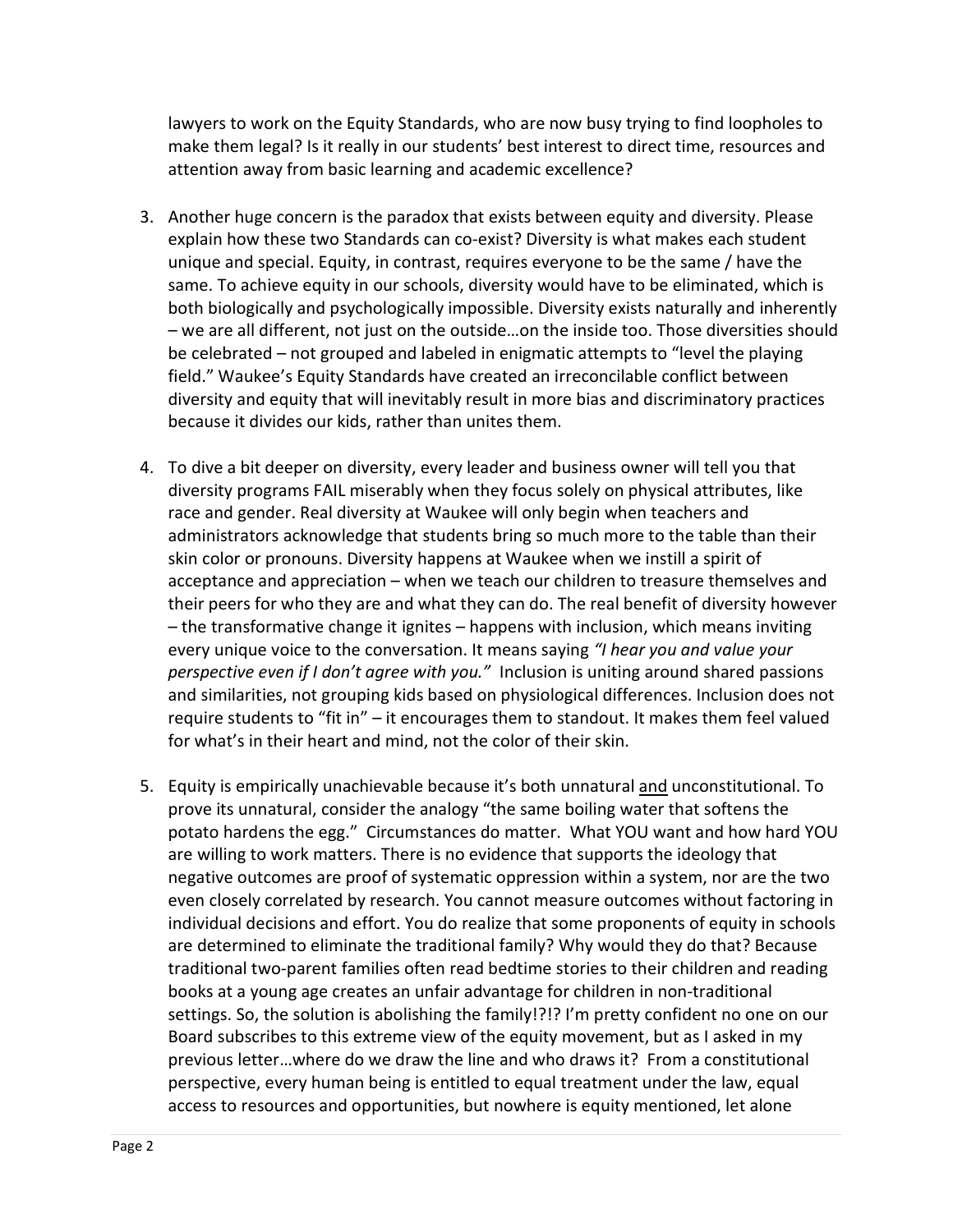lawyers to work on the Equity Standards, who are now busy trying to find loopholes to make them legal? Is it really in our students' best interest to direct time, resources and attention away from basic learning and academic excellence?

3. Another huge concern is the paradox that exists between equity and diversity. Please explain how these two Standards can co-exist? Diversity is what makes each student unique and special. Equity, in contrast, requires everyone to be the same / have the same. To achieve equity in our schools, diversity would have to be eliminated, which is both biologically and psychologically impossible. Diversity exists naturally and inherently – we are all different, not just on the outside…on the inside too. Those diversities should be celebrated – not grouped and labeled in enigmatic attempts to "level the playing field." Waukee's Equity Standards have created an irreconcilable conflict between diversity and equity that will inevitably result in more bias and discriminatory practices because it divides our kids, rather than unites them.

4. To dive a bit deeper on diversity, every leader and business owner will tell you that diversity programs FAIL miserably when they focus solely on physical attributes, like race and gender. Real diversity at Waukee will only begin when teachers and administrators acknowledge that students bring so much more to the table than their skin color or pronouns. Diversity happens at Waukee when we instill a spirit of acceptance and appreciation – when we teach our children to treasure themselves and their peers for who they are and what they can do. The real benefit of diversity however – the transformative change it ignites – happens with inclusion, which means inviting every unique voice to the conversation. It means saying *"I hear you and value your perspective even if I don't agree with you."* Inclusion is uniting around shared passions and similarities, not grouping kids based on physiological differences. Inclusion does not require students to "fit in" – it encourages them to standout. It makes them feel valued for what's in their heart and mind, not the color of their skin.

5. Equity is empirically unachievable because it's both unnatural <u>and</u> unconstitutional. To prove its unnatural, consider the analogy "the same boiling water that softens the potato hardens the egg." Circumstances do matter. What YOU want and how hard YOU are willing to work matters. There is no evidence that supports the ideology that negative outcomes are proof of systematic oppression within a system, nor are the two even closely correlated by research. You cannot measure outcomes without factoring in individual decisions and effort. You do realize that some proponents of equity in schools are determined to eliminate the traditional family? Why would they do that? Because traditional two-parent families often read bedtime stories to their children and reading books at a young age creates an unfair advantage for children in non-traditional settings. So, the solution is abolishing the family!?!? I'm pretty confident no one on our Board subscribes to this extreme view of the equity movement, but as I asked in my previous letter…where do we draw the line and who draws it? From a constitutional perspective, every human being is entitled to equal treatment under the law, equal access to resources and opportunities, but nowhere is equity mentioned, let alone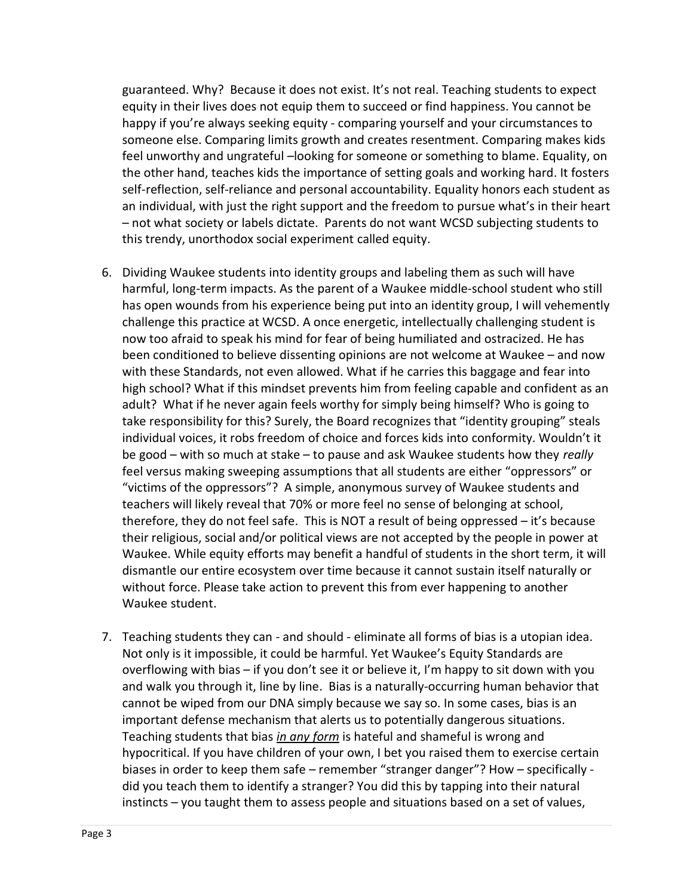guaranteed. Why?  Because it does not exist. It's not real. Teaching students to expect equity in their lives does not equip them to succeed or find happiness. You cannot be happy if you're always seeking equity - comparing yourself and your circumstances to someone else. Comparing limits growth and creates resentment. Comparing makes kids feel unworthy and ungrateful –looking for someone or something to blame. Equality, on the other hand, teaches kids the importance of setting goals and working hard. It fosters self-reflection, self-reliance and personal accountability. Equality honors each student as an individual, with just the right support and the freedom to pursue what's in their heart – not what society or labels dictate.  Parents do not want WCSD subjecting students to this trendy, unorthodox social experiment called equity.

6. Dividing Waukee students into identity groups and labeling them as such will have harmful, long-term impacts. As the parent of a Waukee middle-school student who still has open wounds from his experience being put into an identity group, I will vehemently challenge this practice at WCSD. A once energetic, intellectually challenging student is now too afraid to speak his mind for fear of being humiliated and ostracized. He has been conditioned to believe dissenting opinions are not welcome at Waukee – and now with these Standards, not even allowed. What if he carries this baggage and fear into high school? What if this mindset prevents him from feeling capable and confident as an adult?  What if he never again feels worthy for simply being himself? Who is going to take responsibility for this? Surely, the Board recognizes that "identity grouping" steals individual voices, it robs freedom of choice and forces kids into conformity. Wouldn't it be good – with so much at stake – to pause and ask Waukee students how they *really* feel versus making sweeping assumptions that all students are either "oppressors" or "victims of the oppressors"?  A simple, anonymous survey of Waukee students and teachers will likely reveal that 70% or more feel no sense of belonging at school, therefore, they do not feel safe.  This is NOT a result of being oppressed – it's because their religious, social and/or political views are not accepted by the people in power at Waukee. While equity efforts may benefit a handful of students in the short term, it will dismantle our entire ecosystem over time because it cannot sustain itself naturally or without force. Please take action to prevent this from ever happening to another Waukee student.

7. Teaching students they can - and should - eliminate all forms of bias is a utopian idea. Not only is it impossible, it could be harmful. Yet Waukee's Equity Standards are overflowing with bias – if you don't see it or believe it, I'm happy to sit down with you and walk you through it, line by line.  Bias is a naturally-occurring human behavior that cannot be wiped from our DNA simply because we say so. In some cases, bias is an important defense mechanism that alerts us to potentially dangerous situations. Teaching students that bias ***in any form*** is hateful and shameful is wrong and hypocritical. If you have children of your own, I bet you raised them to exercise certain biases in order to keep them safe – remember "stranger danger"? How – specifically - did you teach them to identify a stranger? You did this by tapping into their natural instincts – you taught them to assess people and situations based on a set of values,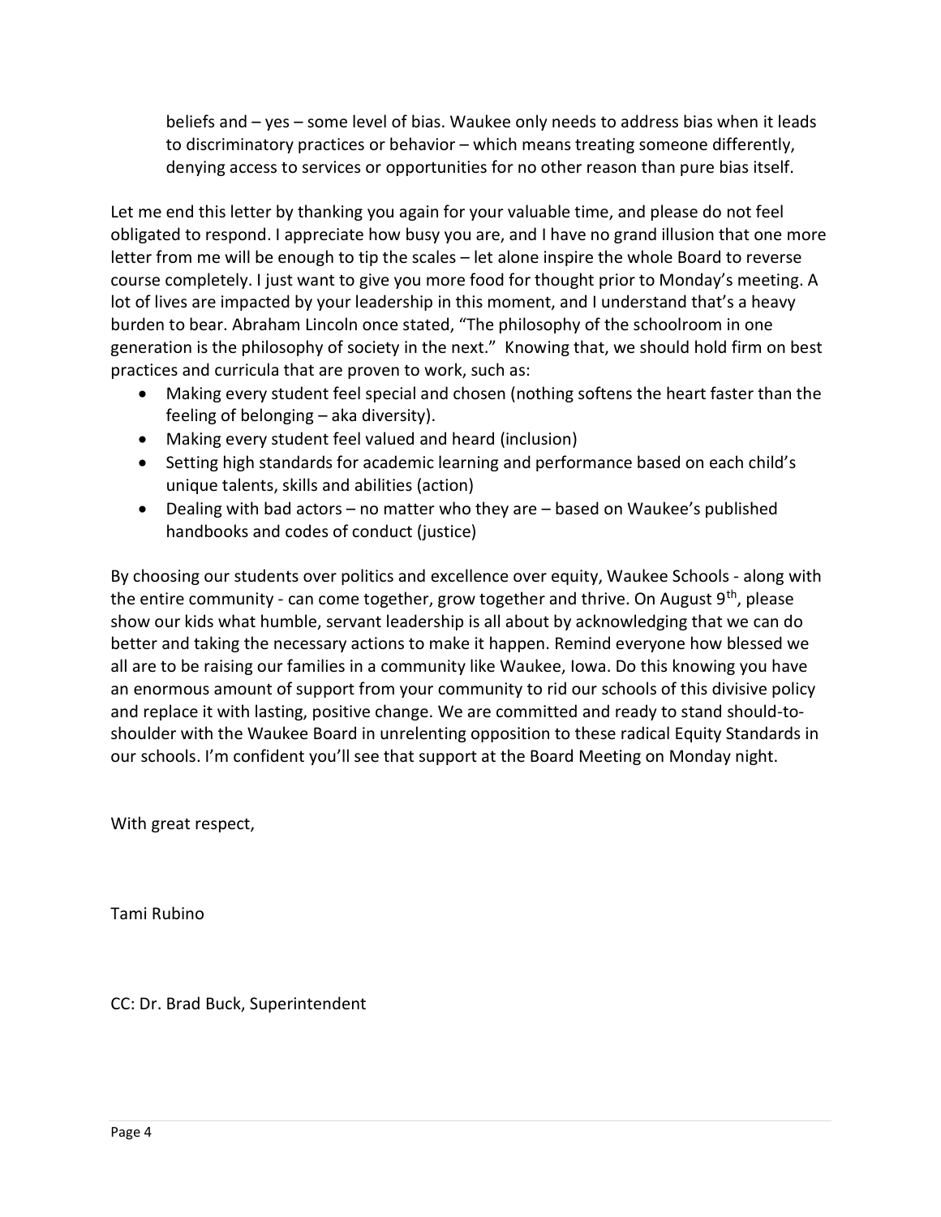beliefs and – yes – some level of bias. Waukee only needs to address bias when it leads to discriminatory practices or behavior – which means treating someone differently, denying access to services or opportunities for no other reason than pure bias itself.

Let me end this letter by thanking you again for your valuable time, and please do not feel obligated to respond. I appreciate how busy you are, and I have no grand illusion that one more letter from me will be enough to tip the scales – let alone inspire the whole Board to reverse course completely. I just want to give you more food for thought prior to Monday's meeting. A lot of lives are impacted by your leadership in this moment, and I understand that's a heavy burden to bear. Abraham Lincoln once stated, "The philosophy of the schoolroom in one generation is the philosophy of society in the next." Knowing that, we should hold firm on best practices and curricula that are proven to work, such as:

- Making every student feel special and chosen (nothing softens the heart faster than the feeling of belonging – aka diversity).
- Making every student feel valued and heard (inclusion)
- Setting high standards for academic learning and performance based on each child's unique talents, skills and abilities (action)
- Dealing with bad actors – no matter who they are – based on Waukee's published handbooks and codes of conduct (justice)

By choosing our students over politics and excellence over equity, Waukee Schools - along with the entire community - can come together, grow together and thrive. On August 9th, please show our kids what humble, servant leadership is all about by acknowledging that we can do better and taking the necessary actions to make it happen. Remind everyone how blessed we all are to be raising our families in a community like Waukee, Iowa. Do this knowing you have an enormous amount of support from your community to rid our schools of this divisive policy and replace it with lasting, positive change. We are committed and ready to stand should-to-shoulder with the Waukee Board in unrelenting opposition to these radical Equity Standards in our schools. I'm confident you'll see that support at the Board Meeting on Monday night.

With great respect,

Tami Rubino

CC: Dr. Brad Buck, Superintendent